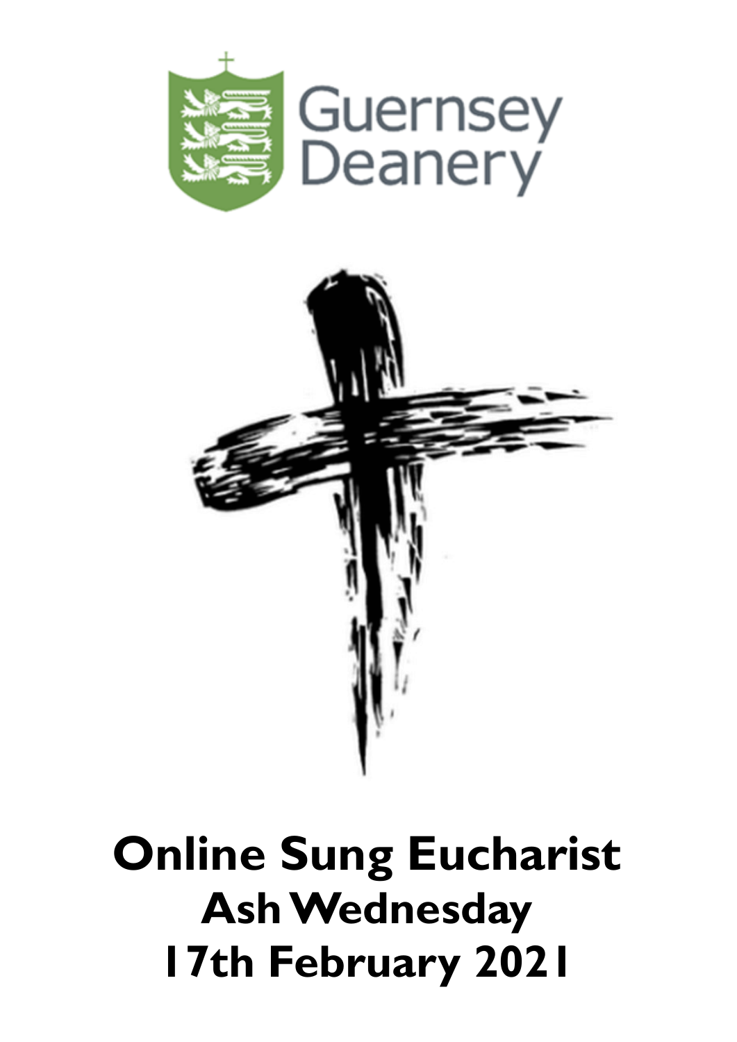Guernsey Deanery

# Online Sung Eucharist

## Ash Wednesday

## 17th February 2021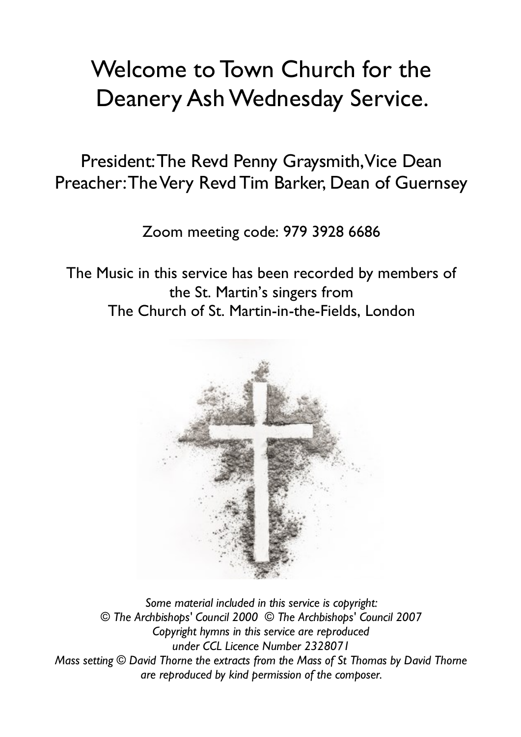# Welcome to Town Church for the Deanery Ash Wednesday Service.

President: The Revd Penny Graysmith, Vice Dean
Preacher: The Very Revd Tim Barker, Dean of Guernsey

Zoom meeting code: 979 3928 6686

The Music in this service has been recorded by members of the St. Martin's singers from The Church of St. Martin-in-the-Fields, London

*Some material included in this service is copyright:*
*© The Archbishops' Council 2000 © The Archbishops' Council 2007*
*Copyright hymns in this service are reproduced under CCL Licence Number 2328071*
*Mass setting © David Thorne the extracts from the Mass of St Thomas by David Thorne are reproduced by kind permission of the composer.*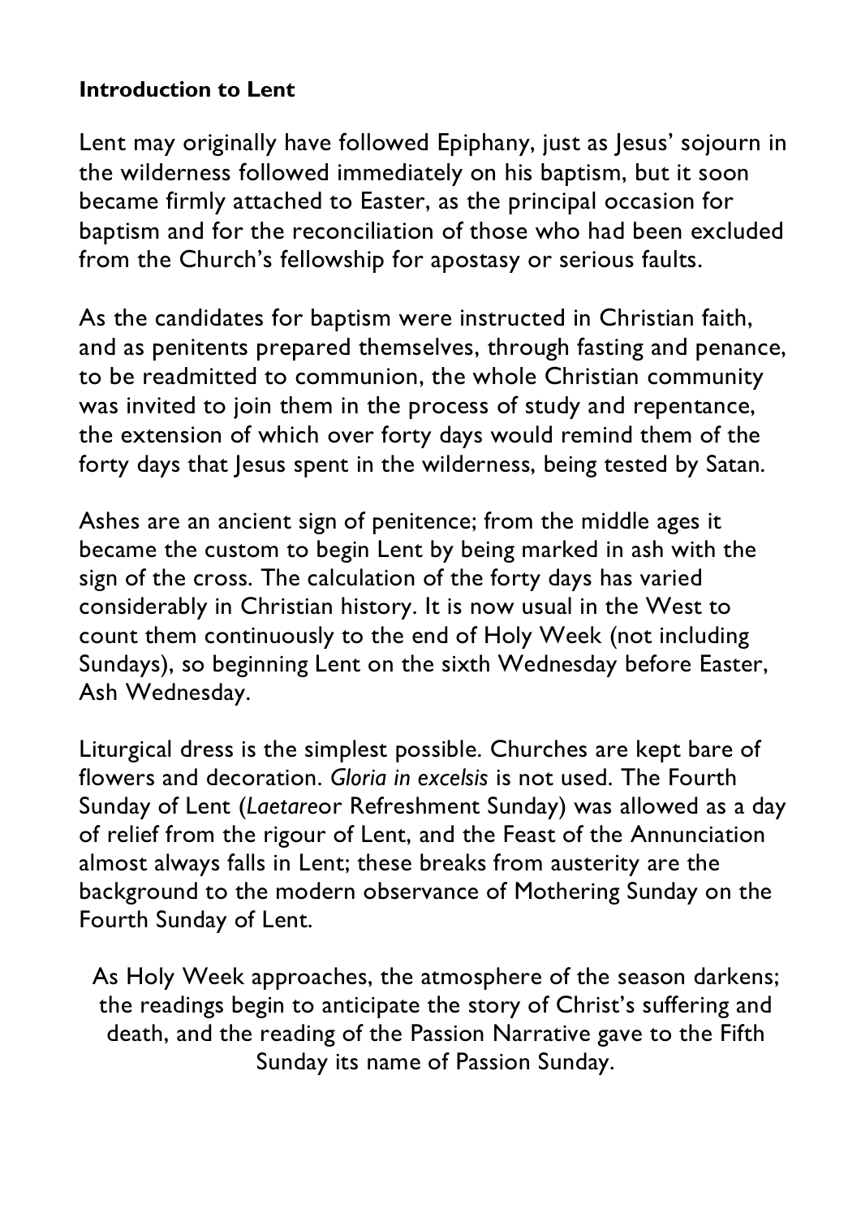**Introduction to Lent**

Lent may originally have followed Epiphany, just as Jesus' sojourn in the wilderness followed immediately on his baptism, but it soon became firmly attached to Easter, as the principal occasion for baptism and for the reconciliation of those who had been excluded from the Church's fellowship for apostasy or serious faults.

As the candidates for baptism were instructed in Christian faith, and as penitents prepared themselves, through fasting and penance, to be readmitted to communion, the whole Christian community was invited to join them in the process of study and repentance, the extension of which over forty days would remind them of the forty days that Jesus spent in the wilderness, being tested by Satan.

Ashes are an ancient sign of penitence; from the middle ages it became the custom to begin Lent by being marked in ash with the sign of the cross. The calculation of the forty days has varied considerably in Christian history. It is now usual in the West to count them continuously to the end of Holy Week (not including Sundays), so beginning Lent on the sixth Wednesday before Easter, Ash Wednesday.

Liturgical dress is the simplest possible. Churches are kept bare of flowers and decoration. *Gloria in excelsis* is not used. The Fourth Sunday of Lent (*Laetare*or Refreshment Sunday) was allowed as a day of relief from the rigour of Lent, and the Feast of the Annunciation almost always falls in Lent; these breaks from austerity are the background to the modern observance of Mothering Sunday on the Fourth Sunday of Lent.

As Holy Week approaches, the atmosphere of the season darkens; the readings begin to anticipate the story of Christ's suffering and death, and the reading of the Passion Narrative gave to the Fifth Sunday its name of Passion Sunday.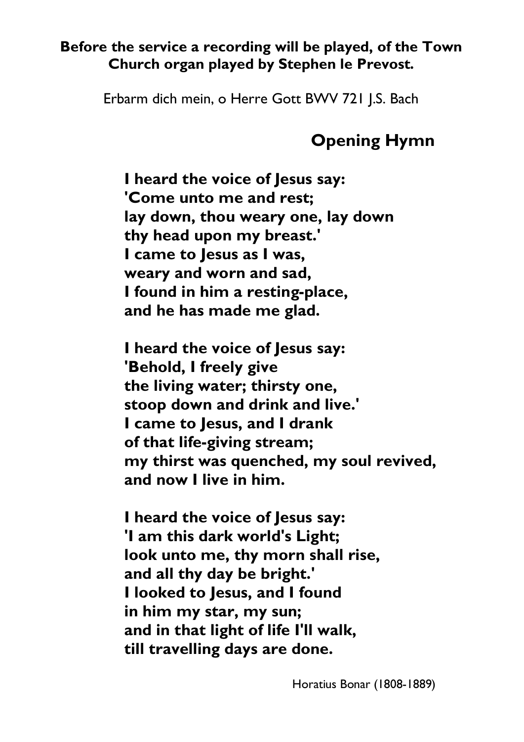**Before the service a recording will be played, of the Town Church organ played by Stephen le Prevost.**

Erbarm dich mein, o Herre Gott BWV 721 J.S. Bach

## Opening Hymn

**I heard the voice of Jesus say:**
**'Come unto me and rest;**
**lay down, thou weary one, lay down**
**thy head upon my breast.'**
**I came to Jesus as I was,**
**weary and worn and sad,**
**I found in him a resting-place,**
**and he has made me glad.**

**I heard the voice of Jesus say:**
**'Behold, I freely give**
**the living water; thirsty one,**
**stoop down and drink and live.'**
**I came to Jesus, and I drank**
**of that life-giving stream;**
**my thirst was quenched, my soul revived,**
**and now I live in him.**

**I heard the voice of Jesus say:**
**'I am this dark world's Light;**
**look unto me, thy morn shall rise,**
**and all thy day be bright.'**
**I looked to Jesus, and I found**
**in him my star, my sun;**
**and in that light of life I'll walk,**
**till travelling days are done.**

Horatius Bonar (1808-1889)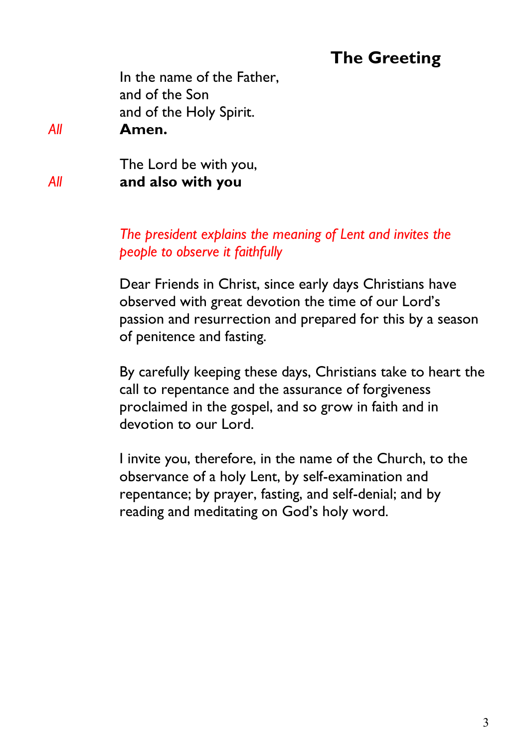## The Greeting

In the name of the Father,
and of the Son
and of the Holy Spirit.

*All* **Amen.**

The Lord be with you,

*All* **and also with you**

*The president explains the meaning of Lent and invites the people to observe it faithfully*

Dear Friends in Christ, since early days Christians have observed with great devotion the time of our Lord's passion and resurrection and prepared for this by a season of penitence and fasting.

By carefully keeping these days, Christians take to heart the call to repentance and the assurance of forgiveness proclaimed in the gospel, and so grow in faith and in devotion to our Lord.

I invite you, therefore, in the name of the Church, to the observance of a holy Lent, by self-examination and repentance; by prayer, fasting, and self-denial; and by reading and meditating on God's holy word.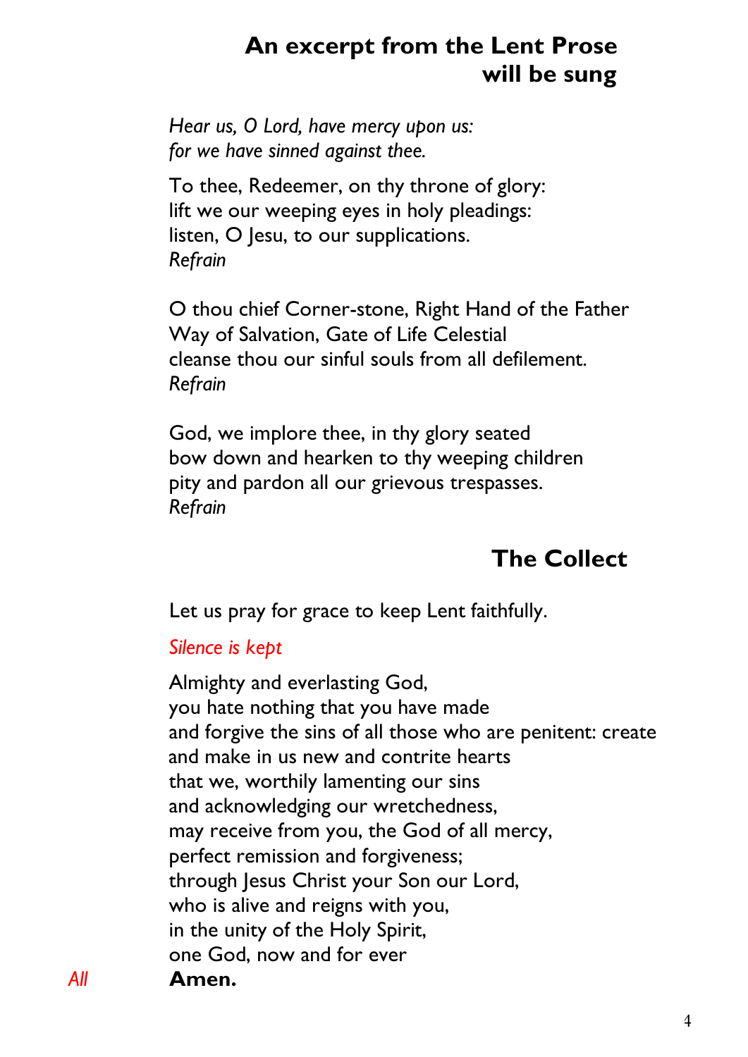## An excerpt from the Lent Prose will be sung

*Hear us, O Lord, have mercy upon us:*
*for we have sinned against thee.*

To thee, Redeemer, on thy throne of glory:
lift we our weeping eyes in holy pleadings:
listen, O Jesu, to our supplications.
*Refrain*

O thou chief Corner-stone, Right Hand of the Father
Way of Salvation, Gate of Life Celestial
cleanse thou our sinful souls from all defilement.
*Refrain*

God, we implore thee, in thy glory seated
bow down and hearken to thy weeping children
pity and pardon all our grievous trespasses.
*Refrain*

## The Collect

Let us pray for grace to keep Lent faithfully.

*Silence is kept*

Almighty and everlasting God,
you hate nothing that you have made
and forgive the sins of all those who are penitent: create
and make in us new and contrite hearts
that we, worthily lamenting our sins
and acknowledging our wretchedness,
may receive from you, the God of all mercy,
perfect remission and forgiveness;
through Jesus Christ your Son our Lord,
who is alive and reigns with you,
in the unity of the Holy Spirit,
one God, now and for ever

*All* **Amen.**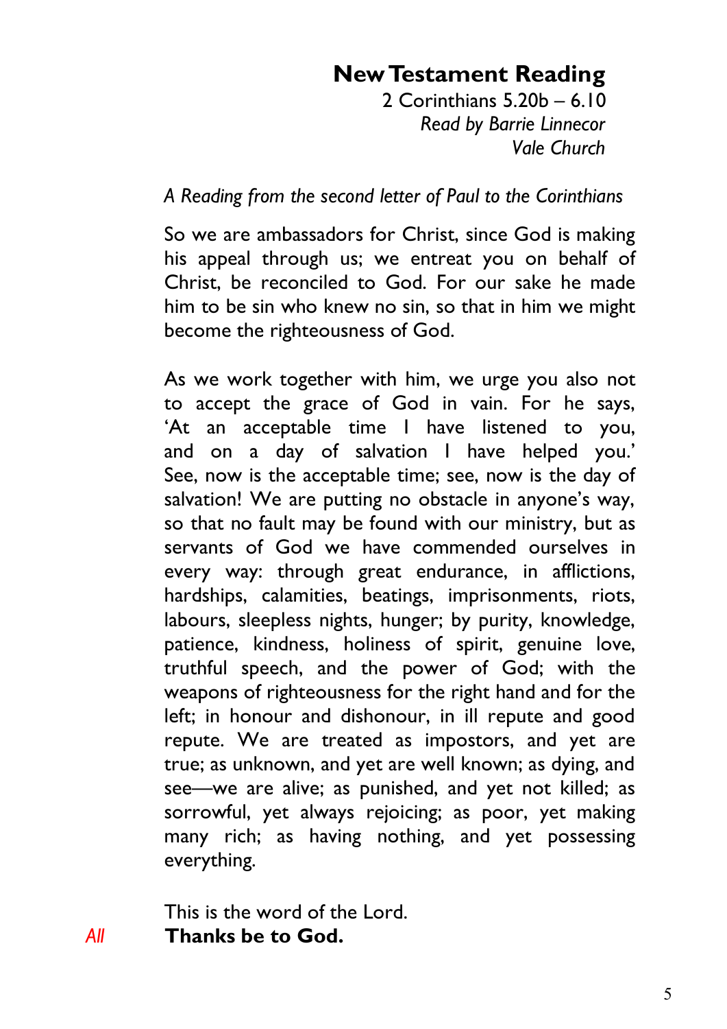## New Testament Reading

2 Corinthians 5.20b – 6.10
*Read by Barrie Linnecor*
*Vale Church*

*A Reading from the second letter of Paul to the Corinthians*

So we are ambassadors for Christ, since God is making his appeal through us; we entreat you on behalf of Christ, be reconciled to God. For our sake he made him to be sin who knew no sin, so that in him we might become the righteousness of God.

As we work together with him, we urge you also not to accept the grace of God in vain. For he says, 'At an acceptable time I have listened to you, and on a day of salvation I have helped you.' See, now is the acceptable time; see, now is the day of salvation! We are putting no obstacle in anyone's way, so that no fault may be found with our ministry, but as servants of God we have commended ourselves in every way: through great endurance, in afflictions, hardships, calamities, beatings, imprisonments, riots, labours, sleepless nights, hunger; by purity, knowledge, patience, kindness, holiness of spirit, genuine love, truthful speech, and the power of God; with the weapons of righteousness for the right hand and for the left; in honour and dishonour, in ill repute and good repute. We are treated as impostors, and yet are true; as unknown, and yet are well known; as dying, and see—we are alive; as punished, and yet not killed; as sorrowful, yet always rejoicing; as poor, yet making many rich; as having nothing, and yet possessing everything.

This is the word of the Lord.

*All* **Thanks be to God.**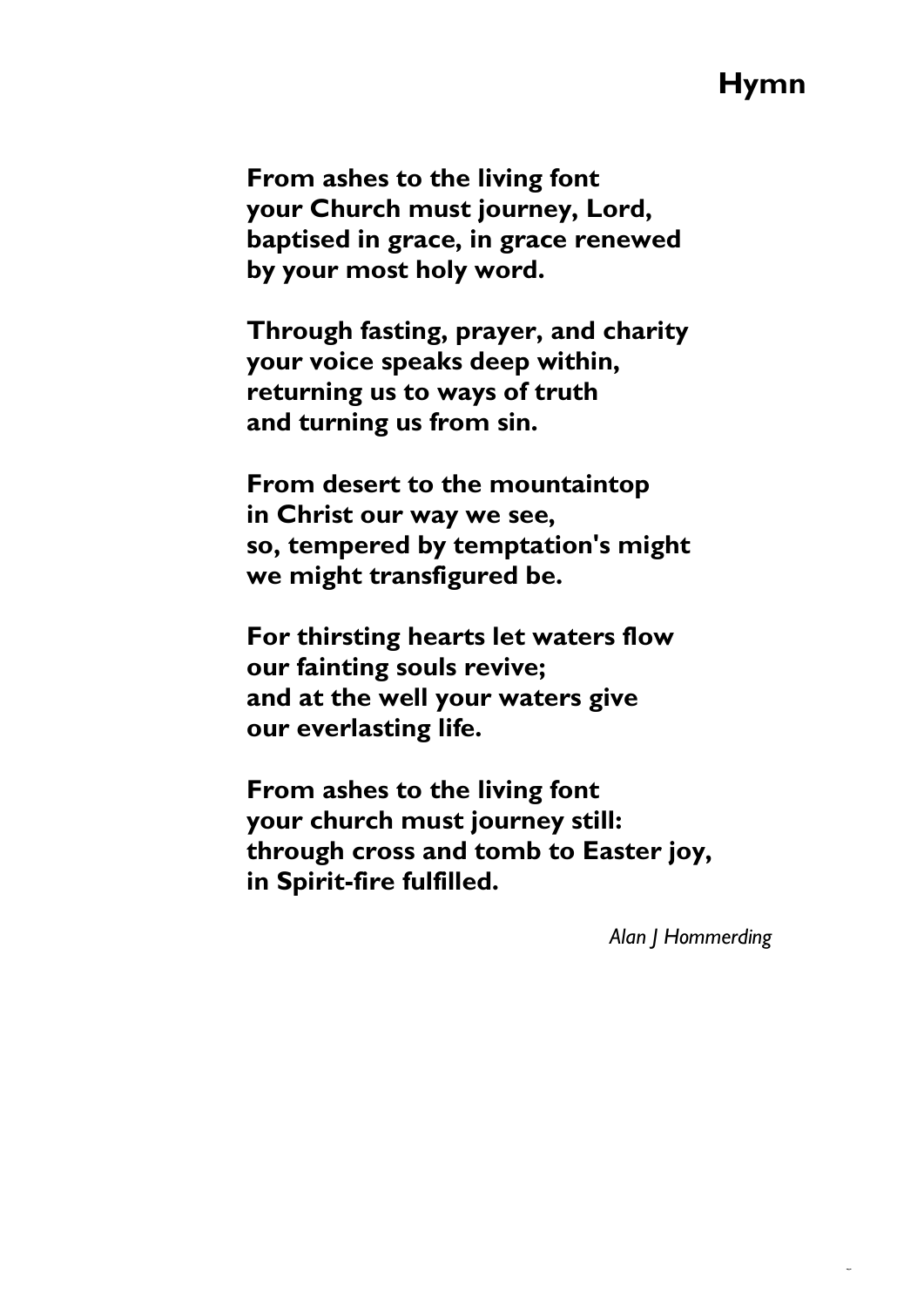# Hymn

**From ashes to the living font**
**your Church must journey, Lord,**
**baptised in grace, in grace renewed**
**by your most holy word.**

**Through fasting, prayer, and charity**
**your voice speaks deep within,**
**returning us to ways of truth**
**and turning us from sin.**

**From desert to the mountaintop**
**in Christ our way we see,**
**so, tempered by temptation's might**
**we might transfigured be.**

**For thirsting hearts let waters flow**
**our fainting souls revive;**
**and at the well your waters give**
**our everlasting life.**

**From ashes to the living font**
**your church must journey still:**
**through cross and tomb to Easter joy,**
**in Spirit-fire fulfilled.**

*Alan J Hommerding*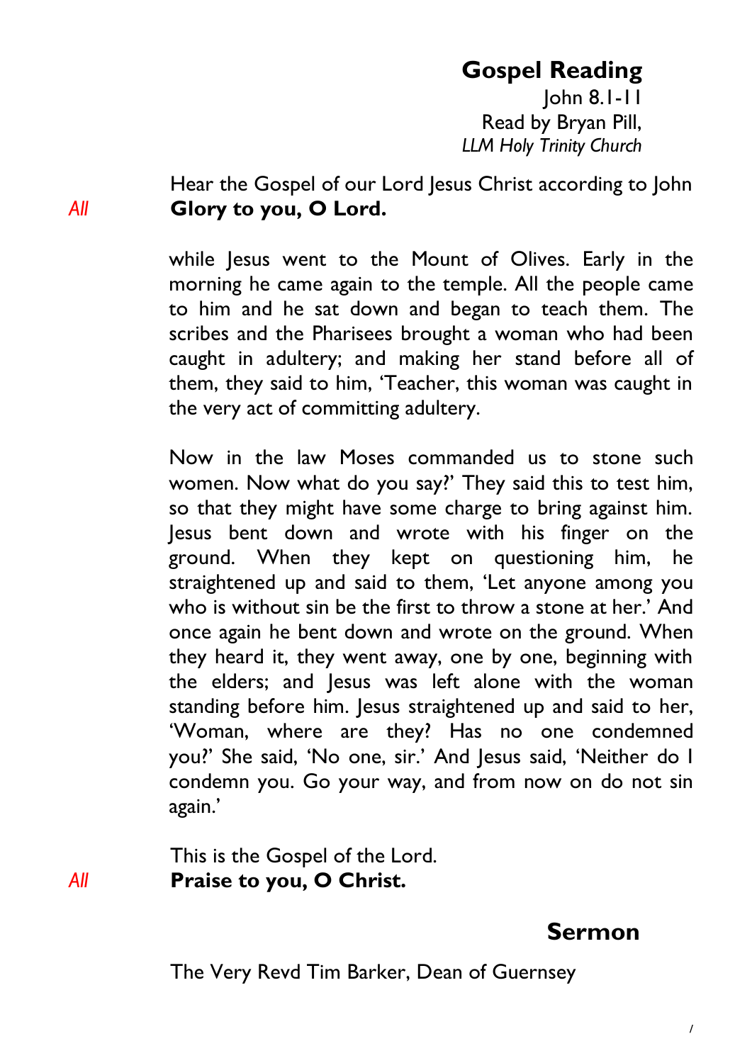## Gospel Reading

John 8.1-11
Read by Bryan Pill,
*LLM Holy Trinity Church*

Hear the Gospel of our Lord Jesus Christ according to John

*All* **Glory to you, O Lord.**

while Jesus went to the Mount of Olives. Early in the morning he came again to the temple. All the people came to him and he sat down and began to teach them. The scribes and the Pharisees brought a woman who had been caught in adultery; and making her stand before all of them, they said to him, 'Teacher, this woman was caught in the very act of committing adultery.

Now in the law Moses commanded us to stone such women. Now what do you say?' They said this to test him, so that they might have some charge to bring against him. Jesus bent down and wrote with his finger on the ground. When they kept on questioning him, he straightened up and said to them, 'Let anyone among you who is without sin be the first to throw a stone at her.' And once again he bent down and wrote on the ground. When they heard it, they went away, one by one, beginning with the elders; and Jesus was left alone with the woman standing before him. Jesus straightened up and said to her, 'Woman, where are they? Has no one condemned you?' She said, 'No one, sir.' And Jesus said, 'Neither do I condemn you. Go your way, and from now on do not sin again.'

This is the Gospel of the Lord.

*All* **Praise to you, O Christ.**

## Sermon

The Very Revd Tim Barker, Dean of Guernsey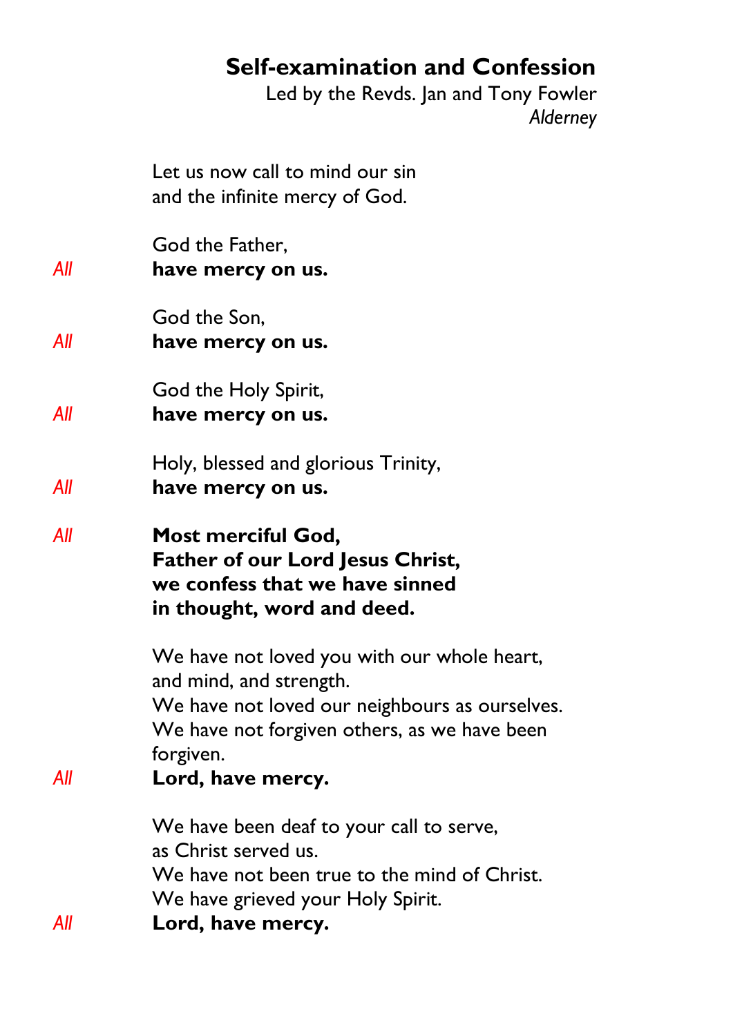## Self-examination and Confession

Led by the Revds. Jan and Tony Fowler
*Alderney*

Let us now call to mind our sin
and the infinite mercy of God.

God the Father,
*All* **have mercy on us.**

God the Son,
*All* **have mercy on us.**

God the Holy Spirit,
*All* **have mercy on us.**

Holy, blessed and glorious Trinity,
*All* **have mercy on us.**

*All* **Most merciful God,
Father of our Lord Jesus Christ,
we confess that we have sinned
in thought, word and deed.**

We have not loved you with our whole heart,
and mind, and strength.
We have not loved our neighbours as ourselves.
We have not forgiven others, as we have been forgiven.
*All* **Lord, have mercy.**

We have been deaf to your call to serve,
as Christ served us.
We have not been true to the mind of Christ.
We have grieved your Holy Spirit.
*All* **Lord, have mercy.**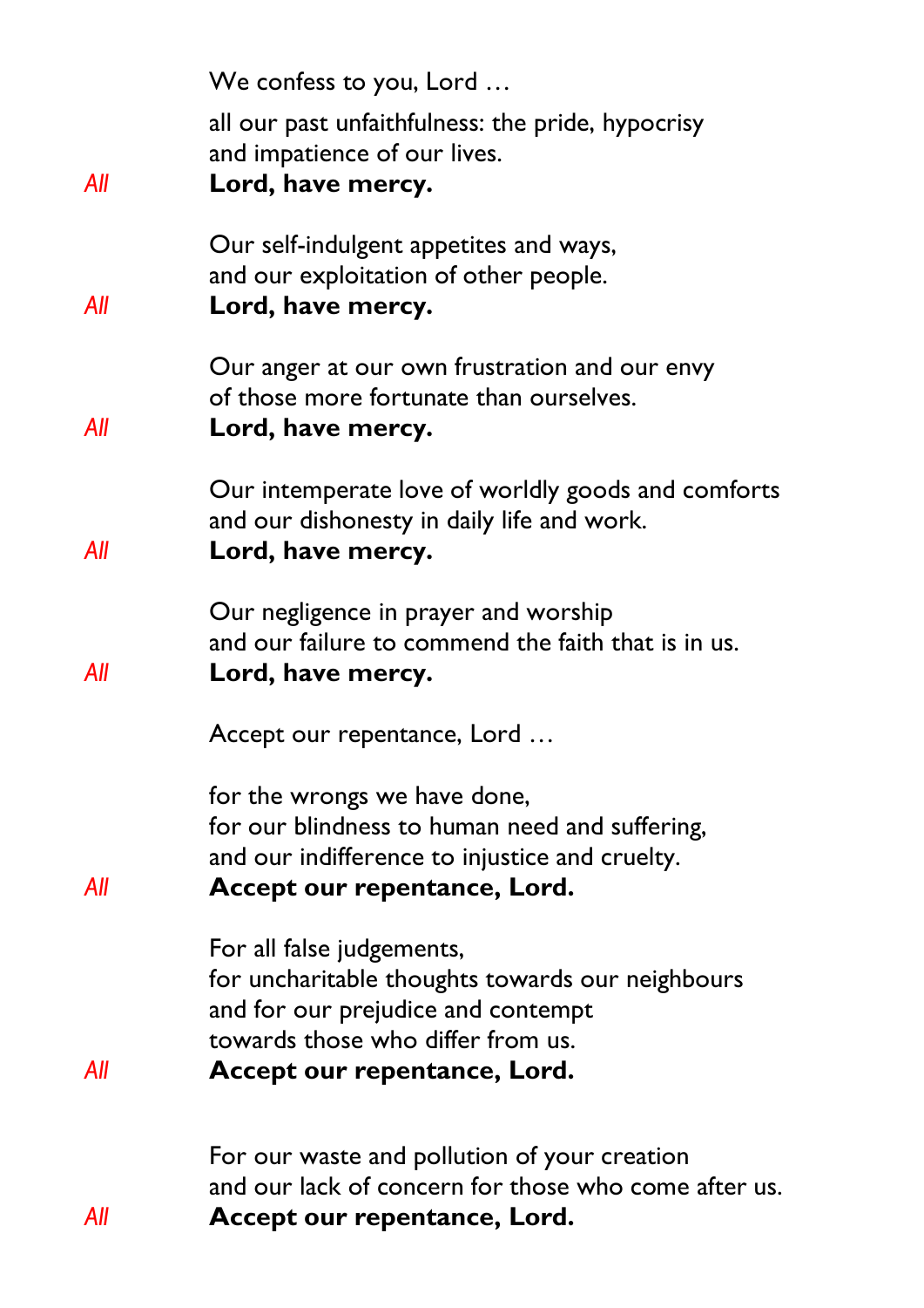We confess to you, Lord …

all our past unfaithfulness: the pride, hypocrisy
and impatience of our lives.
*All* **Lord, have mercy.**

Our self-indulgent appetites and ways,
and our exploitation of other people.
*All* **Lord, have mercy.**

Our anger at our own frustration and our envy
of those more fortunate than ourselves.
*All* **Lord, have mercy.**

Our intemperate love of worldly goods and comforts
and our dishonesty in daily life and work.
*All* **Lord, have mercy.**

Our negligence in prayer and worship
and our failure to commend the faith that is in us.
*All* **Lord, have mercy.**

Accept our repentance, Lord …

for the wrongs we have done,
for our blindness to human need and suffering,
and our indifference to injustice and cruelty.
*All* **Accept our repentance, Lord.**

For all false judgements,
for uncharitable thoughts towards our neighbours
and for our prejudice and contempt
towards those who differ from us.
*All* **Accept our repentance, Lord.**

For our waste and pollution of your creation
and our lack of concern for those who come after us.
*All* **Accept our repentance, Lord.**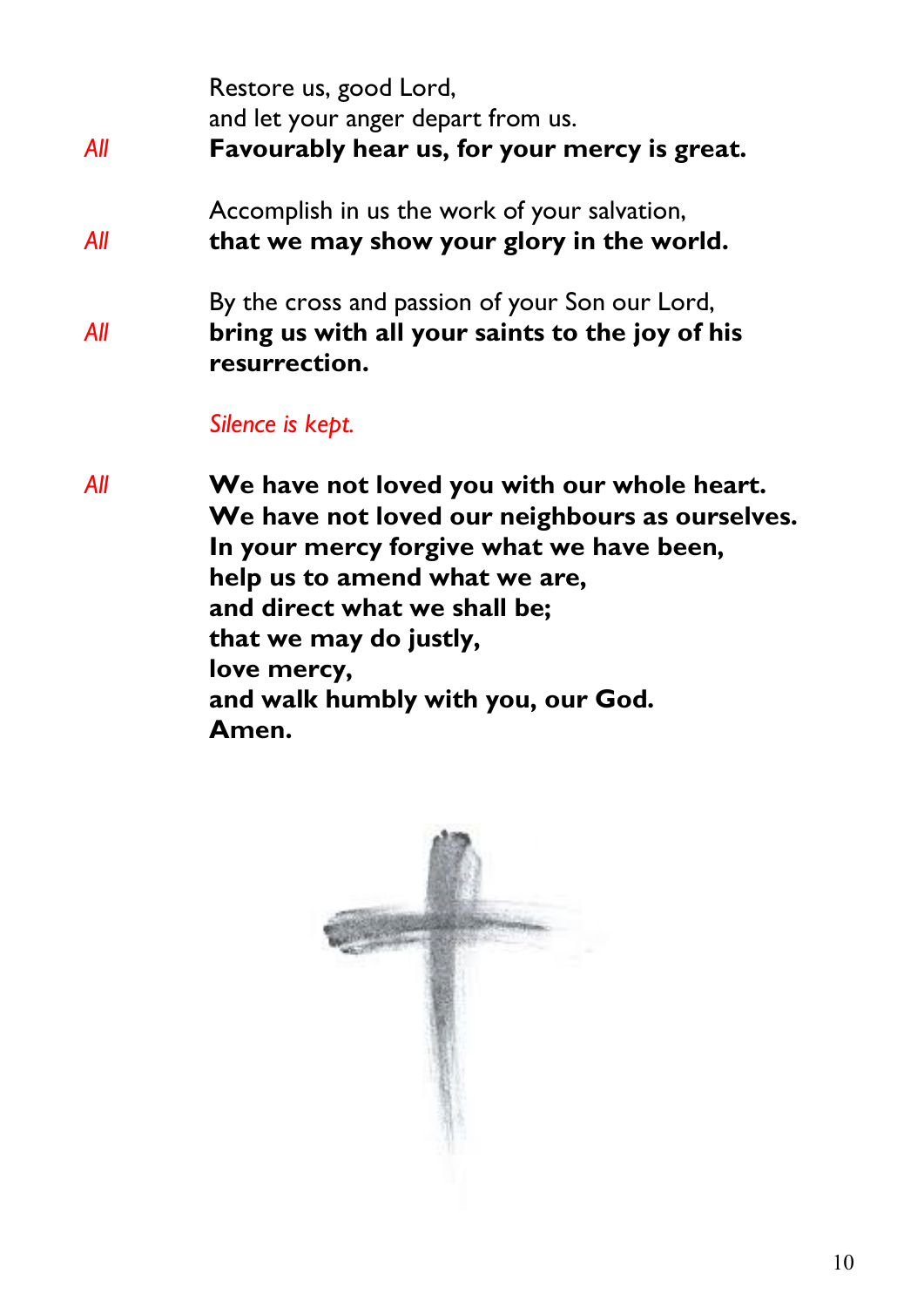Restore us, good Lord,  
and let your anger depart from us.  
*All* **Favourably hear us, for your mercy is great.**

Accomplish in us the work of your salvation,  
*All* **that we may show your glory in the world.**

By the cross and passion of your Son our Lord,  
*All* **bring us with all your saints to the joy of his resurrection.**

*Silence is kept.*

*All* **We have not loved you with our whole heart.**  
**We have not loved our neighbours as ourselves.**  
**In your mercy forgive what we have been,**  
**help us to amend what we are,**  
**and direct what we shall be;**  
**that we may do justly,**  
**love mercy,**  
**and walk humbly with you, our God.**  
**Amen.**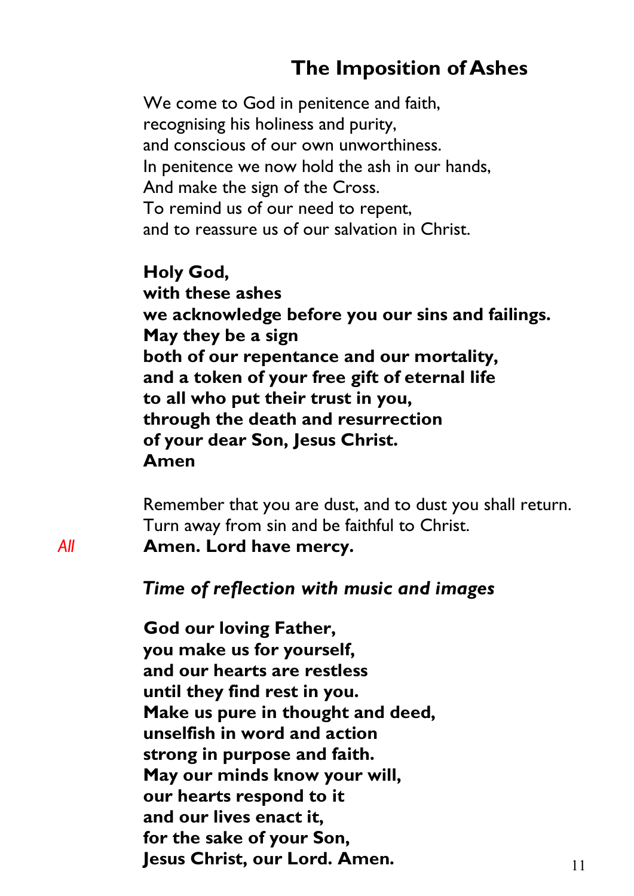## The Imposition of Ashes

We come to God in penitence and faith,
recognising his holiness and purity,
and conscious of our own unworthiness.
In penitence we now hold the ash in our hands,
And make the sign of the Cross.
To remind us of our need to repent,
and to reassure us of our salvation in Christ.

**Holy God,**
**with these ashes**
**we acknowledge before you our sins and failings.**
**May they be a sign**
**both of our repentance and our mortality,**
**and a token of your free gift of eternal life**
**to all who put their trust in you,**
**through the death and resurrection**
**of your dear Son, Jesus Christ.**
**Amen**

Remember that you are dust, and to dust you shall return.
Turn away from sin and be faithful to Christ.
*All* **Amen. Lord have mercy.**

***Time of reflection with music and images***

**God our loving Father,**
**you make us for yourself,**
**and our hearts are restless**
**until they find rest in you.**
**Make us pure in thought and deed,**
**unselfish in word and action**
**strong in purpose and faith.**
**May our minds know your will,**
**our hearts respond to it**
**and our lives enact it,**
**for the sake of your Son,**
**Jesus Christ, our Lord. Amen.**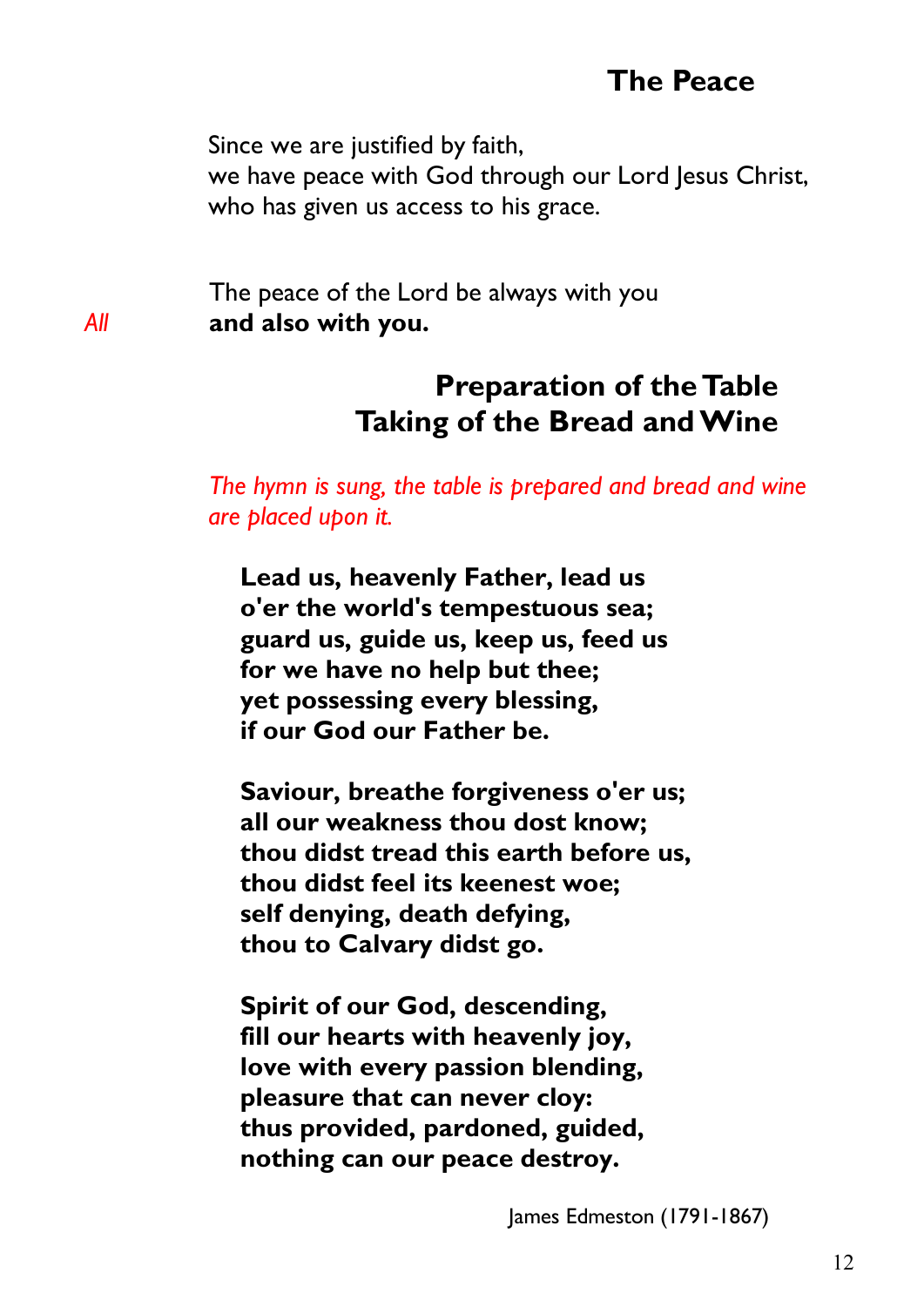## The Peace

Since we are justified by faith,
we have peace with God through our Lord Jesus Christ,
who has given us access to his grace.

The peace of the Lord be always with you

*All* **and also with you.**

## Preparation of the Table
## Taking of the Bread and Wine

*The hymn is sung, the table is prepared and bread and wine are placed upon it.*

**Lead us, heavenly Father, lead us**
**o'er the world's tempestuous sea;**
**guard us, guide us, keep us, feed us**
**for we have no help but thee;**
**yet possessing every blessing,**
**if our God our Father be.**

**Saviour, breathe forgiveness o'er us;**
**all our weakness thou dost know;**
**thou didst tread this earth before us,**
**thou didst feel its keenest woe;**
**self denying, death defying,**
**thou to Calvary didst go.**

**Spirit of our God, descending,**
**fill our hearts with heavenly joy,**
**love with every passion blending,**
**pleasure that can never cloy:**
**thus provided, pardoned, guided,**
**nothing can our peace destroy.**

James Edmeston (1791-1867)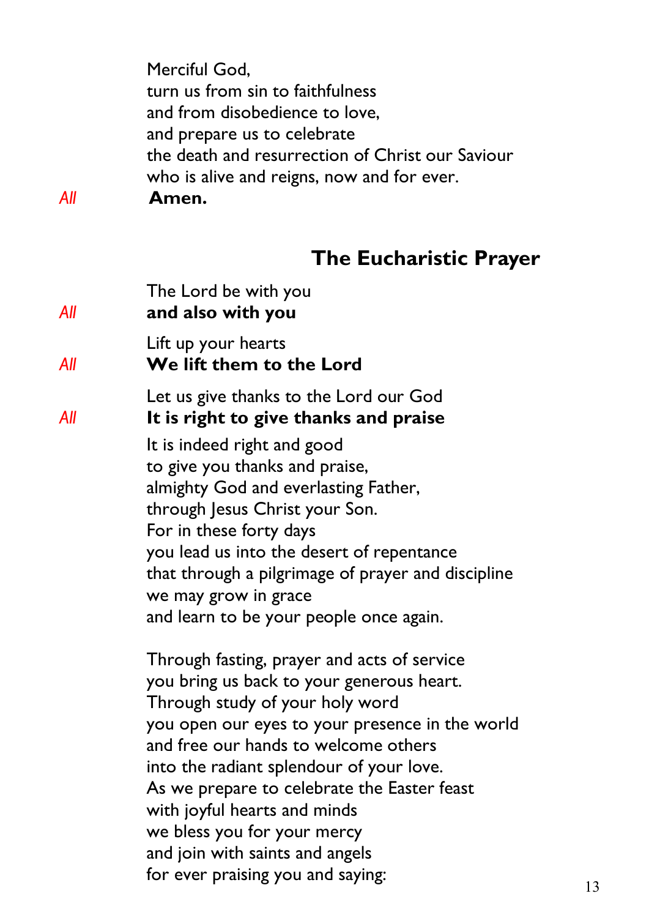Merciful God,
turn us from sin to faithfulness
and from disobedience to love,
and prepare us to celebrate
the death and resurrection of Christ our Saviour
who is alive and reigns, now and for ever.

*All* **Amen.**

## The Eucharistic Prayer

The Lord be with you

*All* **and also with you**

Lift up your hearts

*All* **We lift them to the Lord**

Let us give thanks to the Lord our God

*All* **It is right to give thanks and praise**

It is indeed right and good
to give you thanks and praise,
almighty God and everlasting Father,
through Jesus Christ your Son.
For in these forty days
you lead us into the desert of repentance
that through a pilgrimage of prayer and discipline
we may grow in grace
and learn to be your people once again.

Through fasting, prayer and acts of service
you bring us back to your generous heart.
Through study of your holy word
you open our eyes to your presence in the world
and free our hands to welcome others
into the radiant splendour of your love.
As we prepare to celebrate the Easter feast
with joyful hearts and minds
we bless you for your mercy
and join with saints and angels
for ever praising you and saying: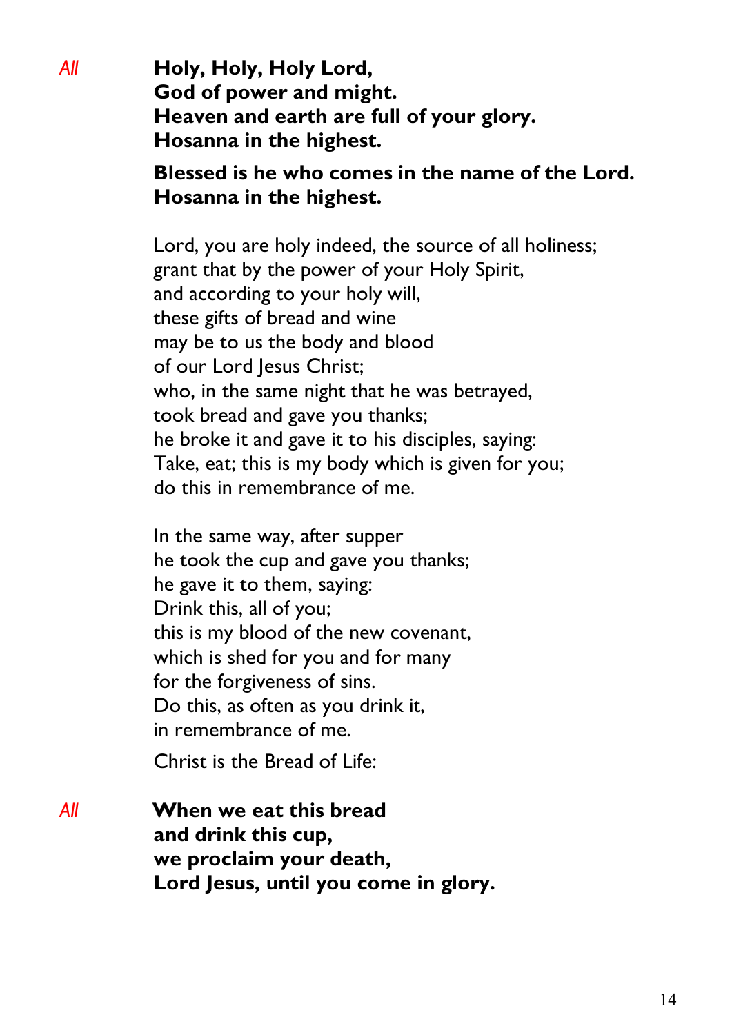*All* **Holy, Holy, Holy Lord,**
**God of power and might.**
**Heaven and earth are full of your glory.**
**Hosanna in the highest.**

**Blessed is he who comes in the name of the Lord.**
**Hosanna in the highest.**

Lord, you are holy indeed, the source of all holiness;
grant that by the power of your Holy Spirit,
and according to your holy will,
these gifts of bread and wine
may be to us the body and blood
of our Lord Jesus Christ;
who, in the same night that he was betrayed,
took bread and gave you thanks;
he broke it and gave it to his disciples, saying:
Take, eat; this is my body which is given for you;
do this in remembrance of me.

In the same way, after supper
he took the cup and gave you thanks;
he gave it to them, saying:
Drink this, all of you;
this is my blood of the new covenant,
which is shed for you and for many
for the forgiveness of sins.
Do this, as often as you drink it,
in remembrance of me.

Christ is the Bread of Life:

*All* **When we eat this bread**
**and drink this cup,**
**we proclaim your death,**
**Lord Jesus, until you come in glory.**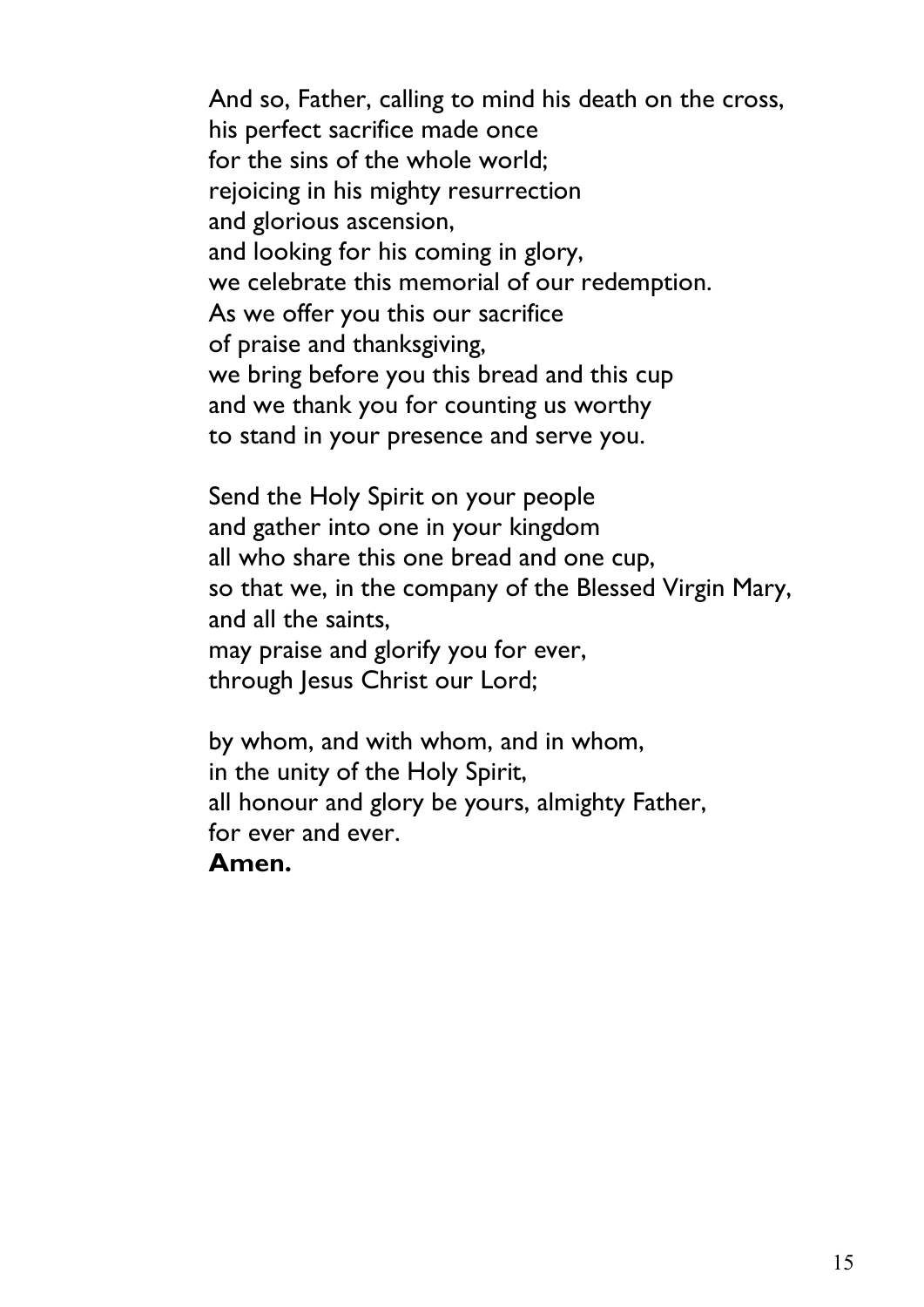And so, Father, calling to mind his death on the cross,  
his perfect sacrifice made once  
for the sins of the whole world;  
rejoicing in his mighty resurrection  
and glorious ascension,  
and looking for his coming in glory,  
we celebrate this memorial of our redemption.  
As we offer you this our sacrifice  
of praise and thanksgiving,  
we bring before you this bread and this cup  
and we thank you for counting us worthy  
to stand in your presence and serve you.

Send the Holy Spirit on your people  
and gather into one in your kingdom  
all who share this one bread and one cup,  
so that we, in the company of the Blessed Virgin Mary,  
and all the saints,  
may praise and glorify you for ever,  
through Jesus Christ our Lord;

by whom, and with whom, and in whom,  
in the unity of the Holy Spirit,  
all honour and glory be yours, almighty Father,  
for ever and ever.  
**Amen.**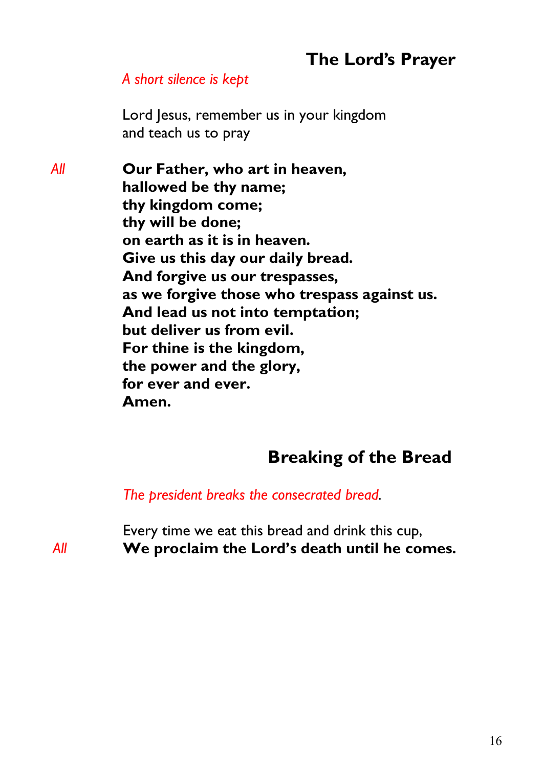## The Lord's Prayer

*A short silence is kept*

Lord Jesus, remember us in your kingdom
and teach us to pray

*All* **Our Father, who art in heaven,**
**hallowed be thy name;**
**thy kingdom come;**
**thy will be done;**
**on earth as it is in heaven.**
**Give us this day our daily bread.**
**And forgive us our trespasses,**
**as we forgive those who trespass against us.**
**And lead us not into temptation;**
**but deliver us from evil.**
**For thine is the kingdom,**
**the power and the glory,**
**for ever and ever.**
**Amen.**

## Breaking of the Bread

*The president breaks the consecrated bread.*

Every time we eat this bread and drink this cup,

*All* **We proclaim the Lord's death until he comes.**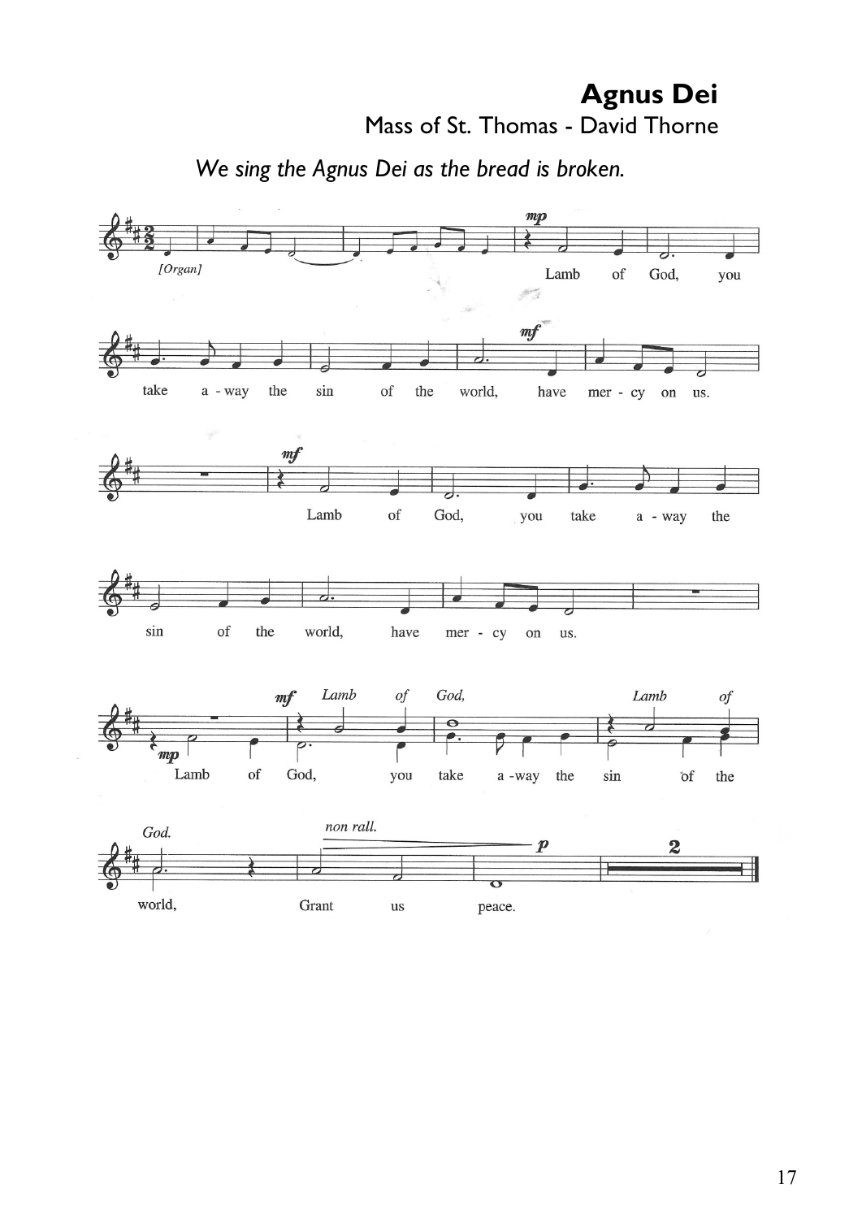# Agnus Dei

Mass of St. Thomas - David Thorne

*We sing the Agnus Dei as the bread is broken.*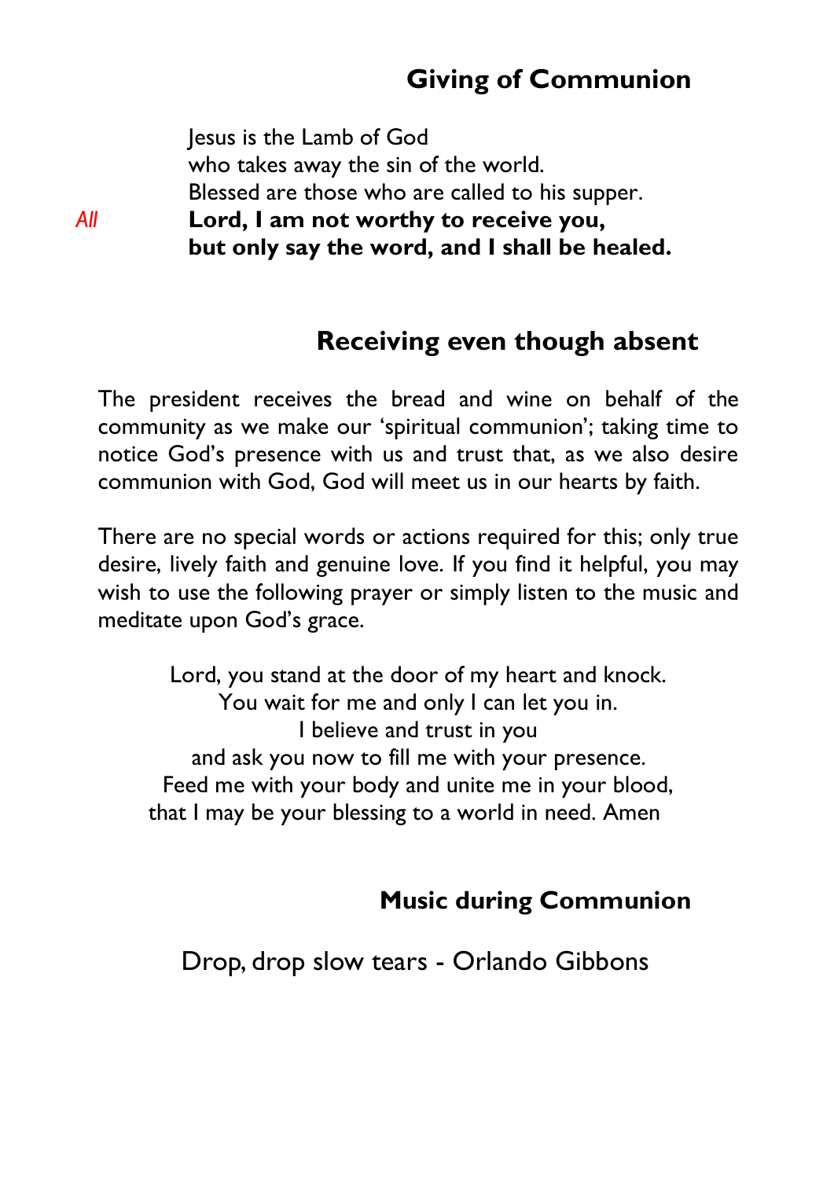## Giving of Communion

Jesus is the Lamb of God  
who takes away the sin of the world.  
Blessed are those who are called to his supper.

*All* **Lord, I am not worthy to receive you,**  
**but only say the word, and I shall be healed.**

## Receiving even though absent

The president receives the bread and wine on behalf of the community as we make our 'spiritual communion'; taking time to notice God's presence with us and trust that, as we also desire communion with God, God will meet us in our hearts by faith.

There are no special words or actions required for this; only true desire, lively faith and genuine love. If you find it helpful, you may wish to use the following prayer or simply listen to the music and meditate upon God's grace.

Lord, you stand at the door of my heart and knock.  
You wait for me and only I can let you in.  
I believe and trust in you  
and ask you now to fill me with your presence.  
Feed me with your body and unite me in your blood,  
that I may be your blessing to a world in need. Amen

## Music during Communion

Drop, drop slow tears - Orlando Gibbons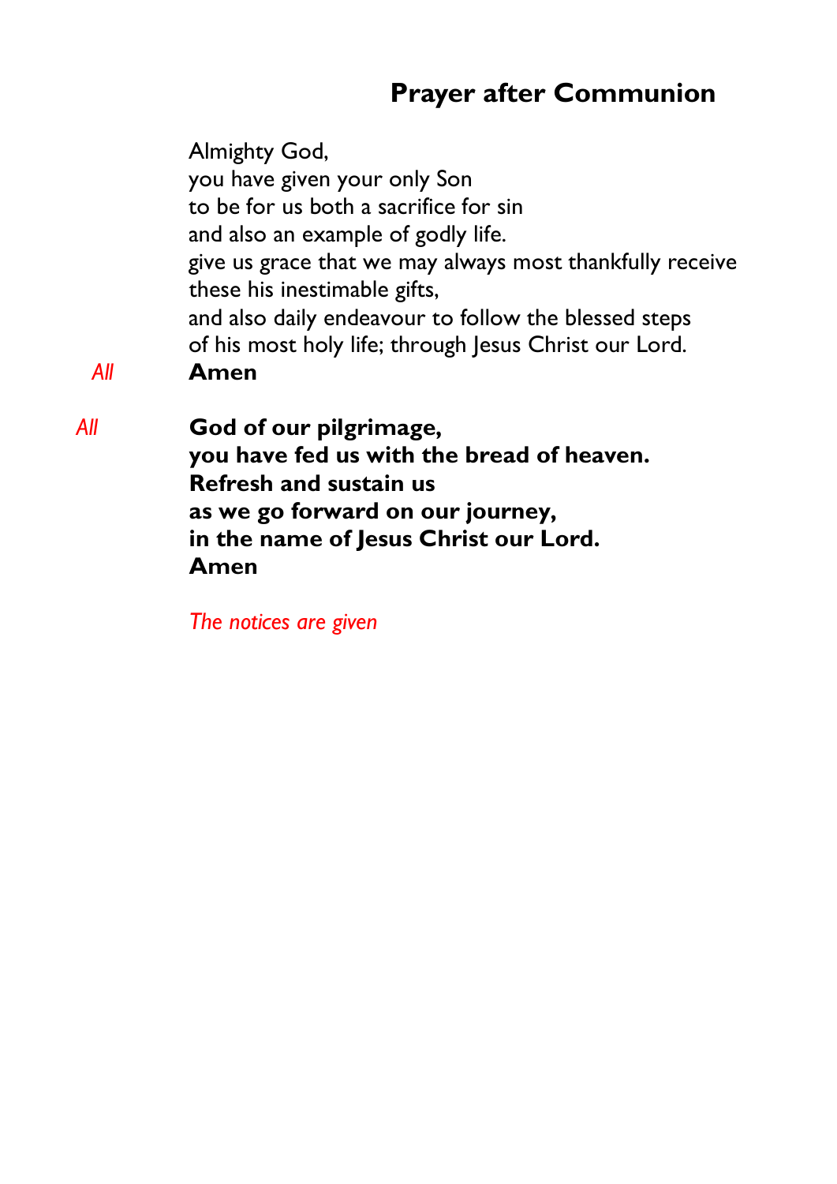## Prayer after Communion

Almighty God,
you have given your only Son
to be for us both a sacrifice for sin
and also an example of godly life.
give us grace that we may always most thankfully receive
these his inestimable gifts,
and also daily endeavour to follow the blessed steps
of his most holy life; through Jesus Christ our Lord.

*All* **Amen**

*All* **God of our pilgrimage,**
**you have fed us with the bread of heaven.**
**Refresh and sustain us**
**as we go forward on our journey,**
**in the name of Jesus Christ our Lord.**
**Amen**

*The notices are given*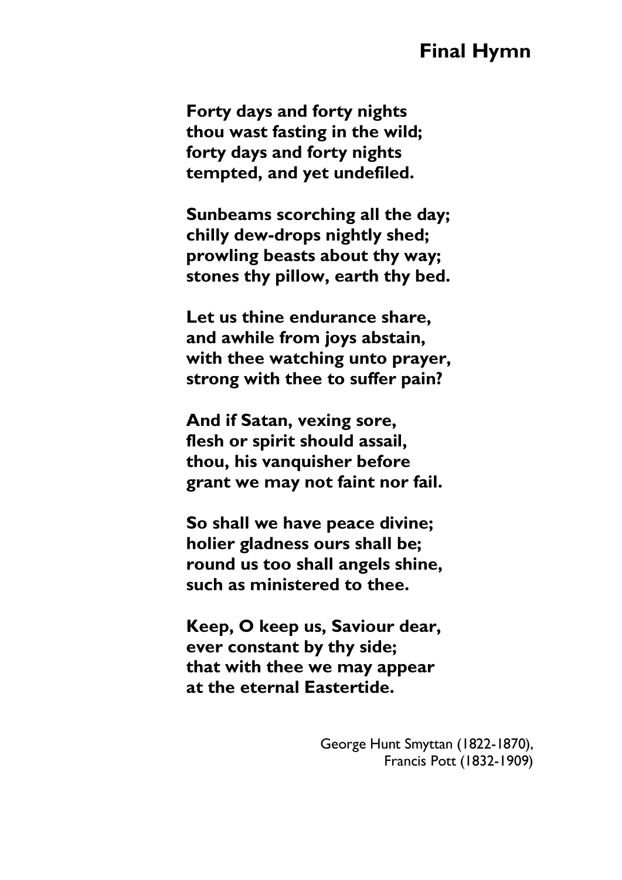## Final Hymn

**Forty days and forty nights**
**thou wast fasting in the wild;**
**forty days and forty nights**
**tempted, and yet undefiled.**

**Sunbeams scorching all the day;**
**chilly dew-drops nightly shed;**
**prowling beasts about thy way;**
**stones thy pillow, earth thy bed.**

**Let us thine endurance share,**
**and awhile from joys abstain,**
**with thee watching unto prayer,**
**strong with thee to suffer pain?**

**And if Satan, vexing sore,**
**flesh or spirit should assail,**
**thou, his vanquisher before**
**grant we may not faint nor fail.**

**So shall we have peace divine;**
**holier gladness ours shall be;**
**round us too shall angels shine,**
**such as ministered to thee.**

**Keep, O keep us, Saviour dear,**
**ever constant by thy side;**
**that with thee we may appear**
**at the eternal Eastertide.**

George Hunt Smyttan (1822-1870),
Francis Pott (1832-1909)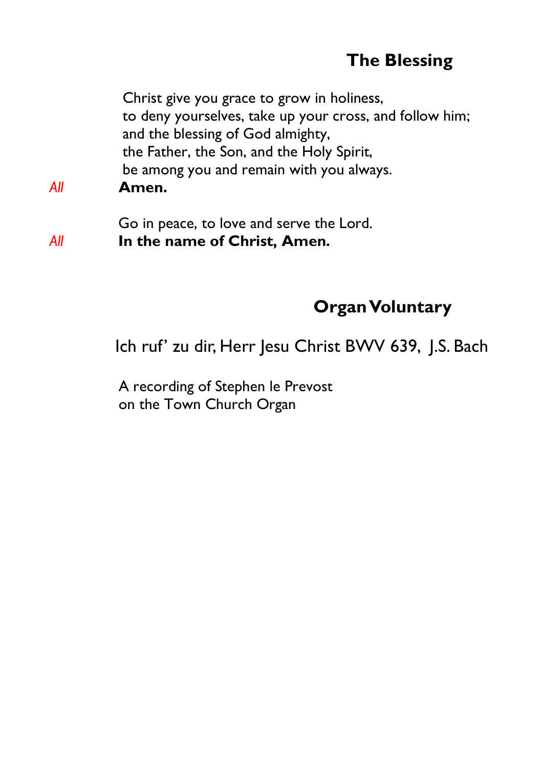## The Blessing

Christ give you grace to grow in holiness,
to deny yourselves, take up your cross, and follow him;
and the blessing of God almighty,
the Father, the Son, and the Holy Spirit,
be among you and remain with you always.

*All* **Amen.**

Go in peace, to love and serve the Lord.

*All* **In the name of Christ, Amen.**

## Organ Voluntary

Ich ruf' zu dir, Herr Jesu Christ BWV 639, J.S. Bach

A recording of Stephen le Prevost
on the Town Church Organ